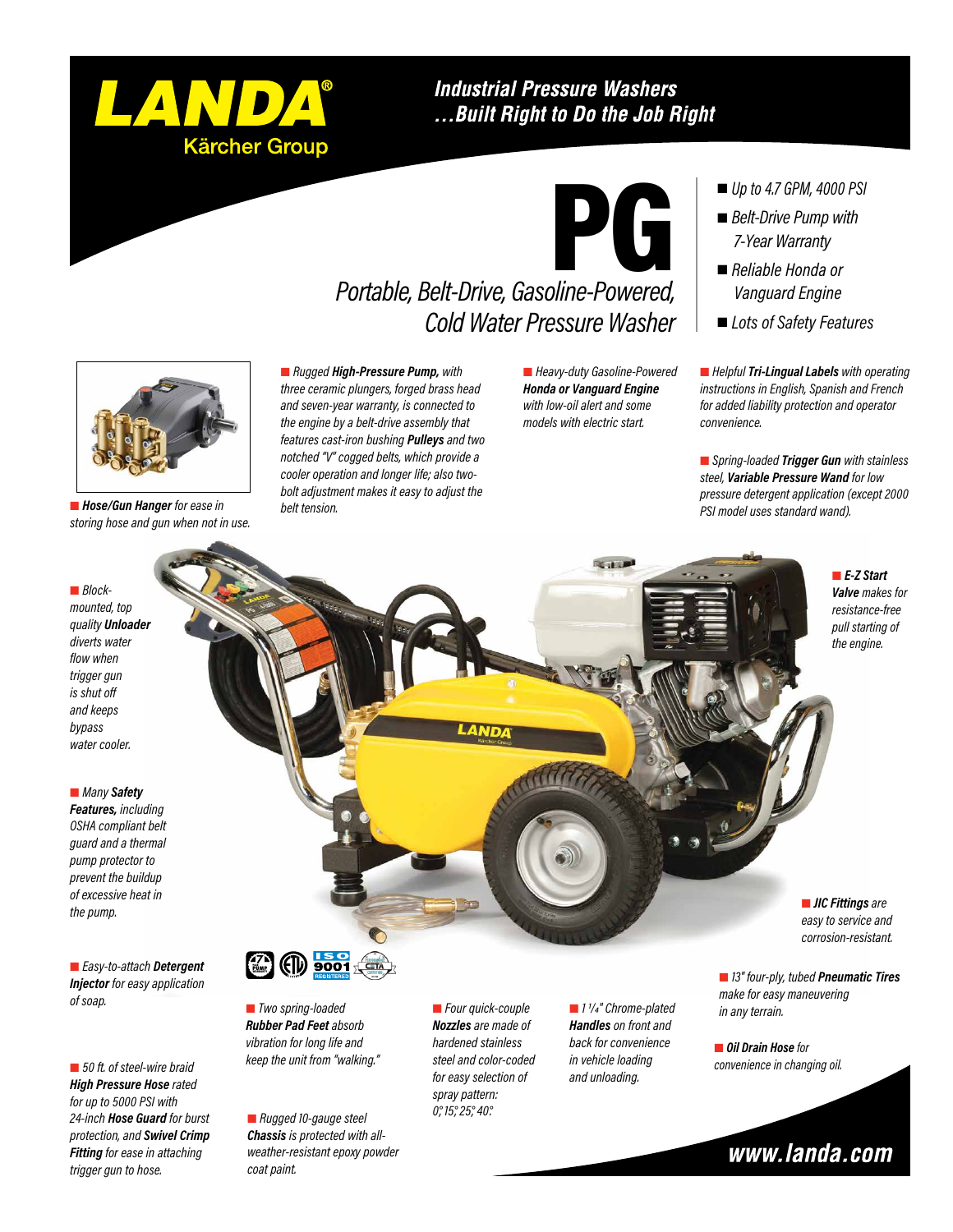# LANDA®

Kärcher Group

## Industrial Pressure Washers …Built Right to Do the Job Right

# PG

## Portable, Belt-Drive, Gasoline-Powered, Cold Water Pressure Washer

- Up to 4.7 GPM, 4000 PSI
- Belt-Drive Pump with 7-Year Warranty
- Reliable Honda or Vanguard Engine
- Lots of Safety Features

- ***Hose/Gun Hanger*** *for ease in storing hose and gun when not in use.*
- *Rugged* ***High-Pressure Pump,*** *with three ceramic plungers, forged brass head and seven-year warranty, is connected to the engine by a belt-drive assembly that features cast-iron bushing* ***Pulleys*** *and two notched "V" cogged belts, which provide a cooler operation and longer life; also two-bolt adjustment makes it easy to adjust the belt tension.*
- *Heavy-duty Gasoline-Powered* ***Honda or Vanguard Engine*** *with low-oil alert and some models with electric start.*
- *Helpful* ***Tri-Lingual Labels*** *with operating instructions in English, Spanish and French for added liability protection and operator convenience.*
- *Spring-loaded* ***Trigger Gun*** *with stainless steel,* ***Variable Pressure Wand*** *for low pressure detergent application (except 2000 PSI model uses standard wand).*
- *Block-mounted, top quality* ***Unloader*** *diverts water flow when trigger gun is shut off and keeps bypass water cooler.*
- ***E-Z Start Valve*** *makes for resistance-free pull starting of the engine.*
- *Many* ***Safety Features,*** *including OSHA compliant belt guard and a thermal pump protector to prevent the buildup of excessive heat in the pump.*
- ***JIC Fittings*** *are easy to service and corrosion-resistant.*
- *Easy-to-attach* ***Detergent Injector*** *for easy application of soap.*
- *13" four-ply, tubed* ***Pneumatic Tires*** *make for easy maneuvering in any terrain.*
- *Two spring-loaded* ***Rubber Pad Feet*** *absorb vibration for long life and keep the unit from "walking."*
- *Four quick-couple* ***Nozzles*** *are made of hardened stainless steel and color-coded for easy selection of spray pattern: 0°, 15°, 25°, 40°.*
- *1 1/4" Chrome-plated* ***Handles*** *on front and back for convenience in vehicle loading and unloading.*
- ***Oil Drain Hose*** *for convenience in changing oil.*
- *50 ft. of steel-wire braid* ***High Pressure Hose*** *rated for up to 5000 PSI with 24-inch* ***Hose Guard*** *for burst protection, and* ***Swivel Crimp Fitting*** *for ease in attaching trigger gun to hose.*
- *Rugged 10-gauge steel* ***Chassis*** *is protected with all-weather-resistant epoxy powder coat paint.*

ISO 9001 REGISTERED

**www.landa.com**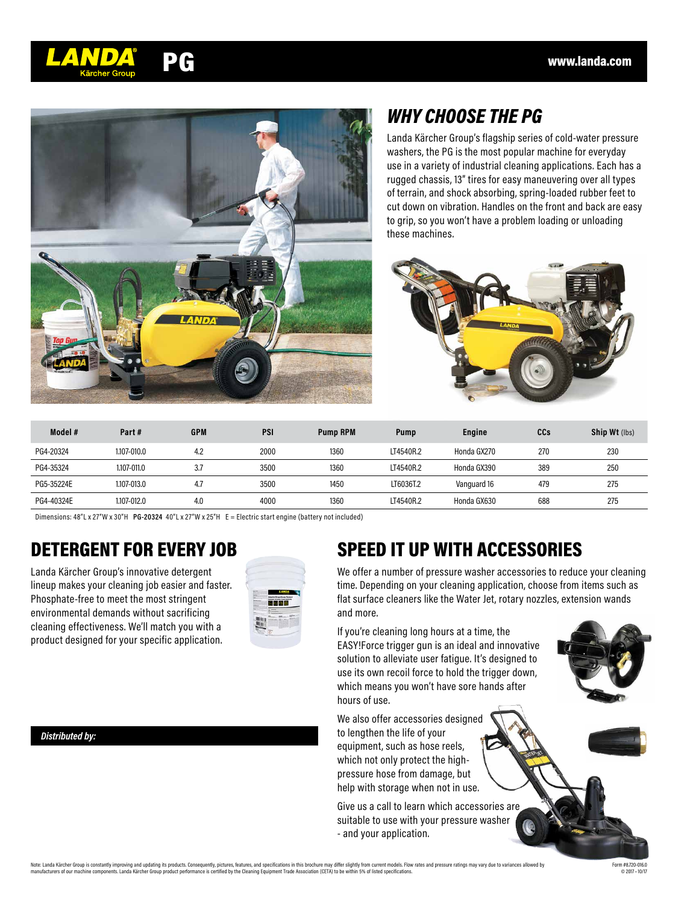# LANDA PG

www.landa.com

## WHY CHOOSE THE PG

Landa Kärcher Group's flagship series of cold-water pressure washers, the PG is the most popular machine for everyday use in a variety of industrial cleaning applications. Each has a rugged chassis, 13" tires for easy maneuvering over all types of terrain, and shock absorbing, spring-loaded rubber feet to cut down on vibration. Handles on the front and back are easy to grip, so you won't have a problem loading or unloading these machines.

| Model # | Part # | GPM | PSI | Pump RPM | Pump | Engine | CCs | Ship Wt (lbs) |
|---|---|---|---|---|---|---|---|---|
| PG4-20324 | 1.107-010.0 | 4.2 | 2000 | 1360 | LT4540R.2 | Honda GX270 | 270 | 230 |
| PG4-35324 | 1.107-011.0 | 3.7 | 3500 | 1360 | LT4540R.2 | Honda GX390 | 389 | 250 |
| PG5-35224E | 1.107-013.0 | 4.7 | 3500 | 1450 | LT6036T.2 | Vanguard 16 | 479 | 275 |
| PG4-40324E | 1.107-012.0 | 4.0 | 4000 | 1360 | LT4540R.2 | Honda GX630 | 688 | 275 |

Dimensions: 48"L x 27"W x 30"H **PG-20324** 40"L x 27"W x 25"H E = Electric start engine (battery not included)

## DETERGENT FOR EVERY JOB

Landa Kärcher Group's innovative detergent lineup makes your cleaning job easier and faster. Phosphate-free to meet the most stringent environmental demands without sacrificing cleaning effectiveness. We'll match you with a product designed for your specific application.

***Distributed by:***

## SPEED IT UP WITH ACCESSORIES

We offer a number of pressure washer accessories to reduce your cleaning time. Depending on your cleaning application, choose from items such as flat surface cleaners like the Water Jet, rotary nozzles, extension wands and more.

If you're cleaning long hours at a time, the EASY!Force trigger gun is an ideal and innovative solution to alleviate user fatigue. It's designed to use its own recoil force to hold the trigger down, which means you won't have sore hands after hours of use.

We also offer accessories designed to lengthen the life of your equipment, such as hose reels, which not only protect the high-pressure hose from damage, but help with storage when not in use.

Give us a call to learn which accessories are suitable to use with your pressure washer - and your application.

Note: Landa Kärcher Group is constantly improving and updating its products. Consequently, pictures, features, and specifications in this brochure may differ slightly from current models. Flow rates and pressure ratings may vary due to variances allowed by manufacturers of our machine components. Landa Kärcher Group product performance is certified by the Cleaning Equipment Trade Association (CETA) to be within 5% of listed specifications.

Form #8.720-016.0
© 2017 • 10/17